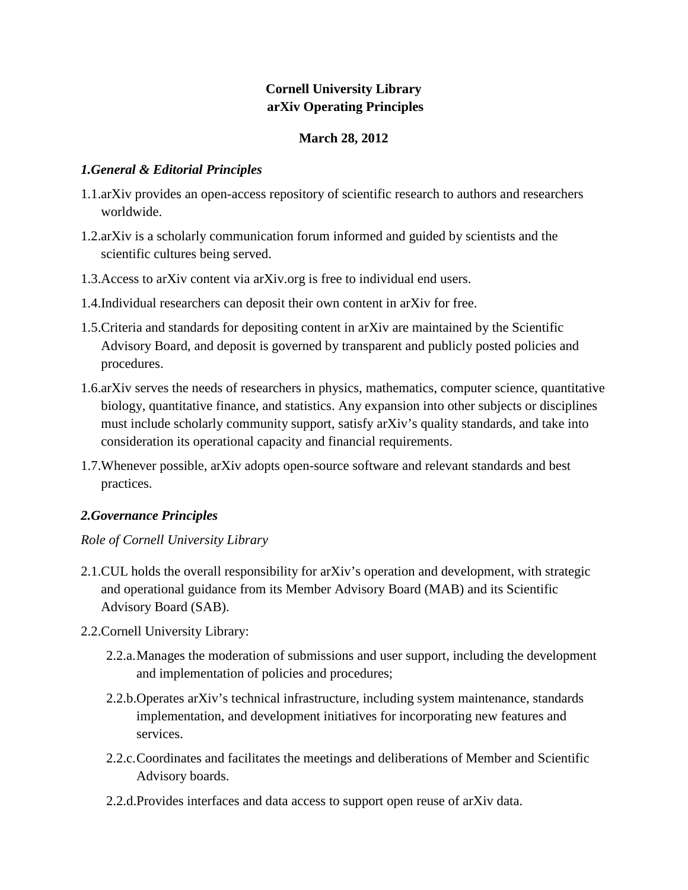**Cornell University Library**
**arXiv Operating Principles**

**March 28, 2012**

## *1.General & Editorial Principles*

1.1.arXiv provides an open-access repository of scientific research to authors and researchers worldwide.

1.2.arXiv is a scholarly communication forum informed and guided by scientists and the scientific cultures being served.

1.3.Access to arXiv content via arXiv.org is free to individual end users.

1.4.Individual researchers can deposit their own content in arXiv for free.

1.5.Criteria and standards for depositing content in arXiv are maintained by the Scientific Advisory Board, and deposit is governed by transparent and publicly posted policies and procedures.

1.6.arXiv serves the needs of researchers in physics, mathematics, computer science, quantitative biology, quantitative finance, and statistics. Any expansion into other subjects or disciplines must include scholarly community support, satisfy arXiv's quality standards, and take into consideration its operational capacity and financial requirements.

1.7.Whenever possible, arXiv adopts open-source software and relevant standards and best practices.

## *2.Governance Principles*

*Role of Cornell University Library*

2.1.CUL holds the overall responsibility for arXiv's operation and development, with strategic and operational guidance from its Member Advisory Board (MAB) and its Scientific Advisory Board (SAB).

2.2.Cornell University Library:

- 2.2.a.Manages the moderation of submissions and user support, including the development and implementation of policies and procedures;
- 2.2.b.Operates arXiv's technical infrastructure, including system maintenance, standards implementation, and development initiatives for incorporating new features and services.
- 2.2.c.Coordinates and facilitates the meetings and deliberations of Member and Scientific Advisory boards.
- 2.2.d.Provides interfaces and data access to support open reuse of arXiv data.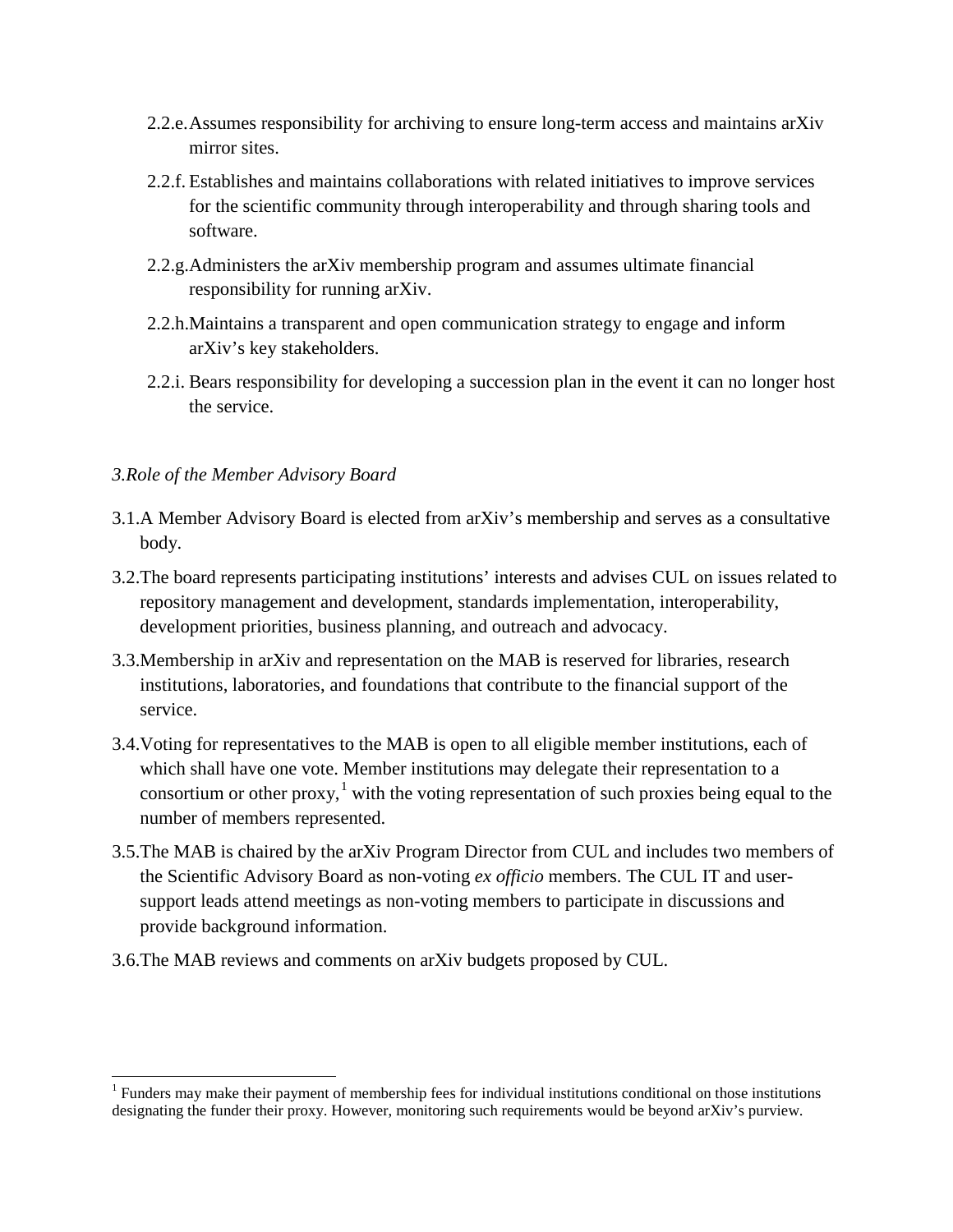2.2.e. Assumes responsibility for archiving to ensure long-term access and maintains arXiv mirror sites.

2.2.f. Establishes and maintains collaborations with related initiatives to improve services for the scientific community through interoperability and through sharing tools and software.

2.2.g. Administers the arXiv membership program and assumes ultimate financial responsibility for running arXiv.

2.2.h. Maintains a transparent and open communication strategy to engage and inform arXiv's key stakeholders.

2.2.i. Bears responsibility for developing a succession plan in the event it can no longer host the service.

*3. Role of the Member Advisory Board*

3.1. A Member Advisory Board is elected from arXiv's membership and serves as a consultative body.

3.2. The board represents participating institutions' interests and advises CUL on issues related to repository management and development, standards implementation, interoperability, development priorities, business planning, and outreach and advocacy.

3.3. Membership in arXiv and representation on the MAB is reserved for libraries, research institutions, laboratories, and foundations that contribute to the financial support of the service.

3.4. Voting for representatives to the MAB is open to all eligible member institutions, each of which shall have one vote. Member institutions may delegate their representation to a consortium or other proxy,[1] with the voting representation of such proxies being equal to the number of members represented.

3.5. The MAB is chaired by the arXiv Program Director from CUL and includes two members of the Scientific Advisory Board as non-voting *ex officio* members. The CUL IT and user-support leads attend meetings as non-voting members to participate in discussions and provide background information.

3.6. The MAB reviews and comments on arXiv budgets proposed by CUL.

[1] Funders may make their payment of membership fees for individual institutions conditional on those institutions designating the funder their proxy. However, monitoring such requirements would be beyond arXiv's purview.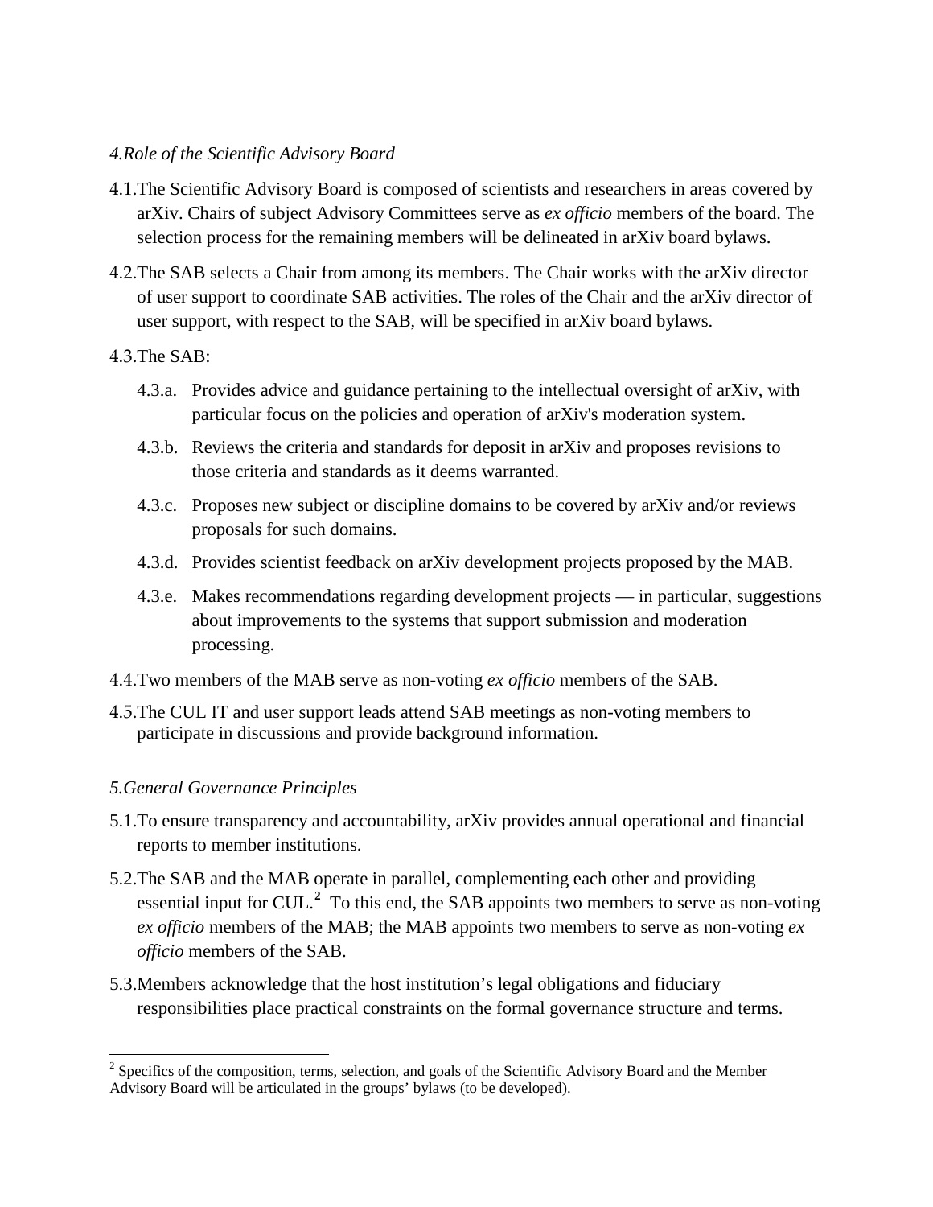*4.Role of the Scientific Advisory Board*

4.1.The Scientific Advisory Board is composed of scientists and researchers in areas covered by arXiv. Chairs of subject Advisory Committees serve as *ex officio* members of the board. The selection process for the remaining members will be delineated in arXiv board bylaws.

4.2.The SAB selects a Chair from among its members. The Chair works with the arXiv director of user support to coordinate SAB activities. The roles of the Chair and the arXiv director of user support, with respect to the SAB, will be specified in arXiv board bylaws.

4.3.The SAB:

- 4.3.a. Provides advice and guidance pertaining to the intellectual oversight of arXiv, with particular focus on the policies and operation of arXiv's moderation system.
- 4.3.b. Reviews the criteria and standards for deposit in arXiv and proposes revisions to those criteria and standards as it deems warranted.
- 4.3.c. Proposes new subject or discipline domains to be covered by arXiv and/or reviews proposals for such domains.
- 4.3.d. Provides scientist feedback on arXiv development projects proposed by the MAB.
- 4.3.e. Makes recommendations regarding development projects — in particular, suggestions about improvements to the systems that support submission and moderation processing.

4.4.Two members of the MAB serve as non-voting *ex officio* members of the SAB.

4.5.The CUL IT and user support leads attend SAB meetings as non-voting members to participate in discussions and provide background information.

*5.General Governance Principles*

5.1.To ensure transparency and accountability, arXiv provides annual operational and financial reports to member institutions.

5.2.The SAB and the MAB operate in parallel, complementing each other and providing essential input for CUL.[2] To this end, the SAB appoints two members to serve as non-voting *ex officio* members of the MAB; the MAB appoints two members to serve as non-voting *ex officio* members of the SAB.

5.3.Members acknowledge that the host institution's legal obligations and fiduciary responsibilities place practical constraints on the formal governance structure and terms.

---

[2] Specifics of the composition, terms, selection, and goals of the Scientific Advisory Board and the Member Advisory Board will be articulated in the groups' bylaws (to be developed).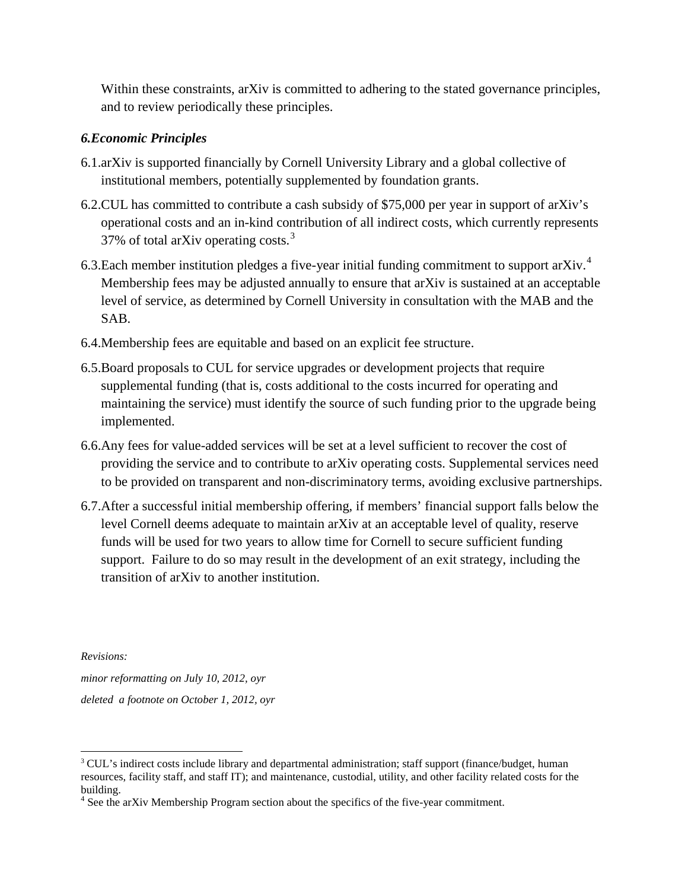Within these constraints, arXiv is committed to adhering to the stated governance principles, and to review periodically these principles.

### *6.Economic Principles*

6.1.arXiv is supported financially by Cornell University Library and a global collective of institutional members, potentially supplemented by foundation grants.

6.2.CUL has committed to contribute a cash subsidy of $75,000 per year in support of arXiv's operational costs and an in-kind contribution of all indirect costs, which currently represents 37% of total arXiv operating costs.[3]

6.3.Each member institution pledges a five-year initial funding commitment to support arXiv.[4] Membership fees may be adjusted annually to ensure that arXiv is sustained at an acceptable level of service, as determined by Cornell University in consultation with the MAB and the SAB.

6.4.Membership fees are equitable and based on an explicit fee structure.

6.5.Board proposals to CUL for service upgrades or development projects that require supplemental funding (that is, costs additional to the costs incurred for operating and maintaining the service) must identify the source of such funding prior to the upgrade being implemented.

6.6.Any fees for value-added services will be set at a level sufficient to recover the cost of providing the service and to contribute to arXiv operating costs. Supplemental services need to be provided on transparent and non-discriminatory terms, avoiding exclusive partnerships.

6.7.After a successful initial membership offering, if members' financial support falls below the level Cornell deems adequate to maintain arXiv at an acceptable level of quality, reserve funds will be used for two years to allow time for Cornell to secure sufficient funding support. Failure to do so may result in the development of an exit strategy, including the transition of arXiv to another institution.

*Revisions:*

*minor reformatting on July 10, 2012, oyr*

*deleted a footnote on October 1, 2012, oyr*

---

[3] CUL's indirect costs include library and departmental administration; staff support (finance/budget, human resources, facility staff, and staff IT); and maintenance, custodial, utility, and other facility related costs for the building.

[4] See the arXiv Membership Program section about the specifics of the five-year commitment.